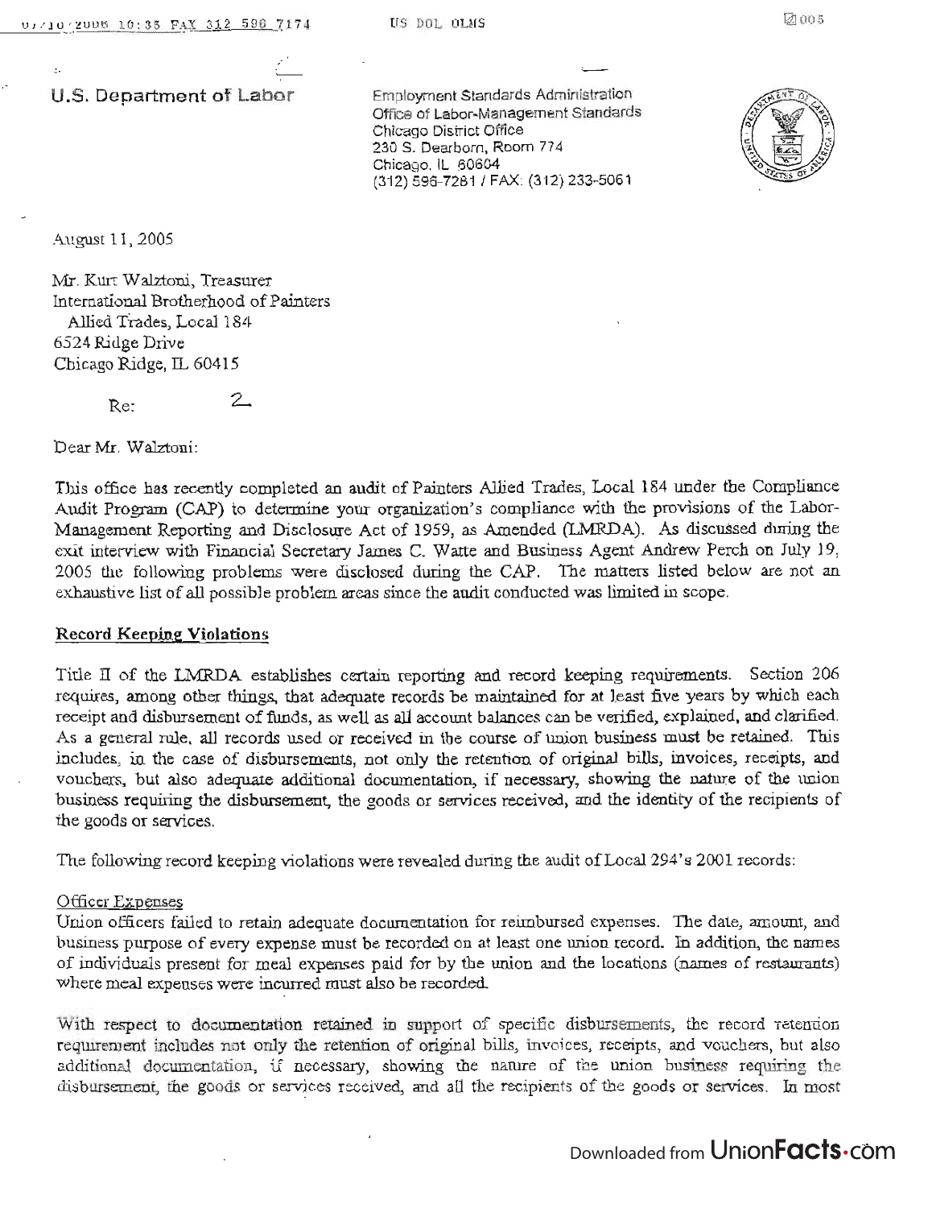**U.S. Department of Labor**

Employment Standards Administration
Office of Labor-Management Standards
Chicago District Office
230 S. Dearborn, Room 774
Chicago, IL 60604
(312) 596-7281 / FAX: (312) 233-5061

August 11, 2005

Mr. Kurt Walztoni, Treasurer
International Brotherhood of Painters
Allied Trades, Local 184
6524 Ridge Drive
Chicago Ridge, IL 60415

Re: 2

Dear Mr. Walztoni:

This office has recently completed an audit of Painters Allied Trades, Local 184 under the Compliance Audit Program (CAP) to determine your organization's compliance with the provisions of the Labor-Management Reporting and Disclosure Act of 1959, as Amended (LMRDA). As discussed during the exit interview with Financial Secretary James C. Watte and Business Agent Andrew Perch on July 19, 2005 the following problems were disclosed during the CAP. The matters listed below are not an exhaustive list of all possible problem areas since the audit conducted was limited in scope.

**Record Keeping Violations**

Title II of the LMRDA establishes certain reporting and record keeping requirements. Section 206 requires, among other things, that adequate records be maintained for at least five years by which each receipt and disbursement of funds, as well as all account balances can be verified, explained, and clarified. As a general rule, all records used or received in the course of union business must be retained. This includes, in the case of disbursements, not only the retention of original bills, invoices, receipts, and vouchers, but also adequate additional documentation, if necessary, showing the nature of the union business requiring the disbursement, the goods or services received, and the identity of the recipients of the goods or services.

The following record keeping violations were revealed during the audit of Local 294's 2001 records:

Officer Expenses

Union officers failed to retain adequate documentation for reimbursed expenses. The date, amount, and business purpose of every expense must be recorded on at least one union record. In addition, the names of individuals present for meal expenses paid for by the union and the locations (names of restaurants) where meal expenses were incurred must also be recorded.

With respect to documentation retained in support of specific disbursements, the record retention requirement includes not only the retention of original bills, invoices, receipts, and vouchers, but also additional documentation, if necessary, showing the nature of the union business requiring the disbursement, the goods or services received, and all the recipients of the goods or services. In most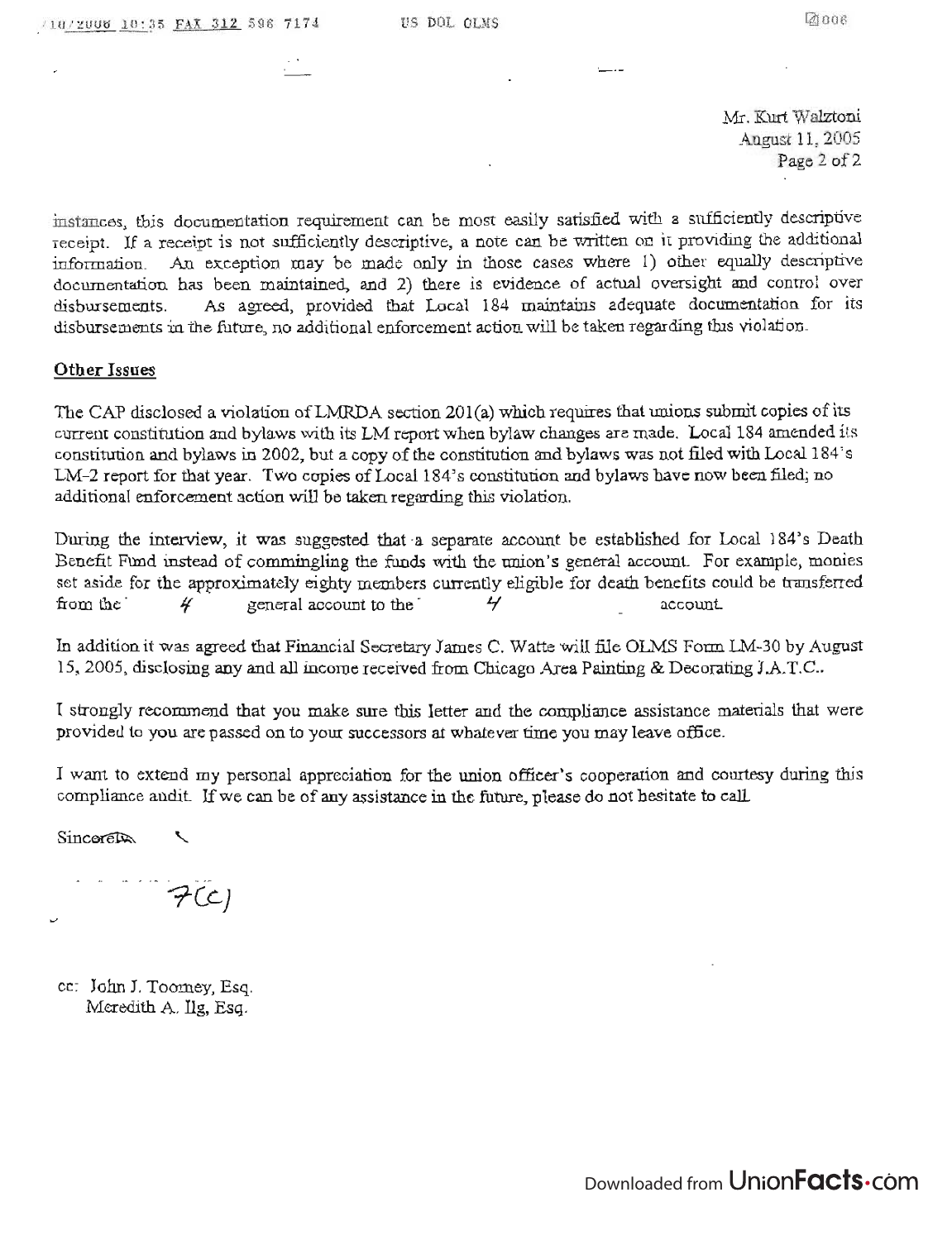Mr. Kurt Walztoni
August 11, 2005

instances, this documentation requirement can be most easily satisfied with a sufficiently descriptive receipt. If a receipt is not sufficiently descriptive, a note can be written on it providing the additional information. An exception may be made only in those cases where 1) other equally descriptive documentation has been maintained, and 2) there is evidence of actual oversight and control over disbursements. As agreed, provided that Local 184 maintains adequate documentation for its disbursements in the future, no additional enforcement action will be taken regarding this violation.

**Other Issues**

The CAP disclosed a violation of LMRDA section 201(a) which requires that unions submit copies of its current constitution and bylaws with its LM report when bylaw changes are made. Local 184 amended its constitution and bylaws in 2002, but a copy of the constitution and bylaws was not filed with Local 184's LM-2 report for that year. Two copies of Local 184's constitution and bylaws have now been filed; no additional enforcement action will be taken regarding this violation.

During the interview, it was suggested that a separate account be established for Local 184's Death Benefit Fund instead of commingling the funds with the union's general account. For example, monies set aside for the approximately eighty members currently eligible for death benefits could be transferred from the 4 general account to the 4 account.

In addition it was agreed that Financial Secretary James C. Watte will file OLMS Form LM-30 by August 15, 2005, disclosing any and all income received from Chicago Area Painting & Decorating J.A.T.C..

I strongly recommend that you make sure this letter and the compliance assistance materials that were provided to you are passed on to your successors at whatever time you may leave office.

I want to extend my personal appreciation for the union officer's cooperation and courtesy during this compliance audit. If we can be of any assistance in the future, please do not hesitate to call.

Sincerely,

7(C)

cc: John J. Toomey, Esq.
Meredith A. Ilg, Esq.